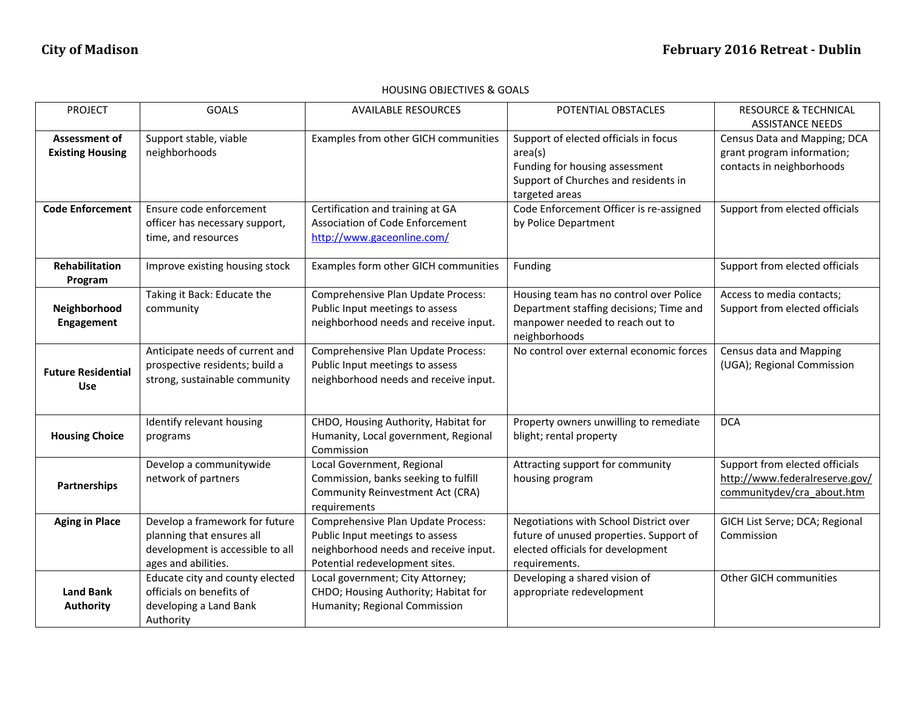**City of Madison** **February 2016 Retreat - Dublin**

HOUSING OBJECTIVES & GOALS

| PROJECT | GOALS | AVAILABLE RESOURCES | POTENTIAL OBSTACLES | RESOURCE & TECHNICAL ASSISTANCE NEEDS |
|---|---|---|---|---|
| **Assessment of Existing Housing** | Support stable, viable neighborhoods | Examples from other GICH communities | Support of elected officials in focus area(s)<br>Funding for housing assessment<br>Support of Churches and residents in targeted areas | Census Data and Mapping; DCA grant program information; contacts in neighborhoods |
| **Code Enforcement** | Ensure code enforcement officer has necessary support, time, and resources | Certification and training at GA Association of Code Enforcement http://www.gaceonline.com/ | Code Enforcement Officer is re-assigned by Police Department | Support from elected officials |
| **Rehabilitation Program** | Improve existing housing stock | Examples form other GICH communities | Funding | Support from elected officials |
| **Neighborhood Engagement** | Taking it Back: Educate the community | Comprehensive Plan Update Process: Public Input meetings to assess neighborhood needs and receive input. | Housing team has no control over Police Department staffing decisions; Time and manpower needed to reach out to neighborhoods | Access to media contacts; Support from elected officials |
| **Future Residential Use** | Anticipate needs of current and prospective residents; build a strong, sustainable community | Comprehensive Plan Update Process: Public Input meetings to assess neighborhood needs and receive input. | No control over external economic forces | Census data and Mapping (UGA); Regional Commission |
| **Housing Choice** | Identify relevant housing programs | CHDO, Housing Authority, Habitat for Humanity, Local government, Regional Commission | Property owners unwilling to remediate blight; rental property | DCA |
| **Partnerships** | Develop a communitywide network of partners | Local Government, Regional Commission, banks seeking to fulfill Community Reinvestment Act (CRA) requirements | Attracting support for community housing program | Support from elected officials http://www.federalreserve.gov/communitydev/cra_about.htm |
| **Aging in Place** | Develop a framework for future planning that ensures all development is accessible to all ages and abilities. | Comprehensive Plan Update Process: Public Input meetings to assess neighborhood needs and receive input. Potential redevelopment sites. | Negotiations with School District over future of unused properties. Support of elected officials for development requirements. | GICH List Serve; DCA; Regional Commission |
| **Land Bank Authority** | Educate city and county elected officials on benefits of developing a Land Bank Authority | Local government; City Attorney; CHDO; Housing Authority; Habitat for Humanity; Regional Commission | Developing a shared vision of appropriate redevelopment | Other GICH communities |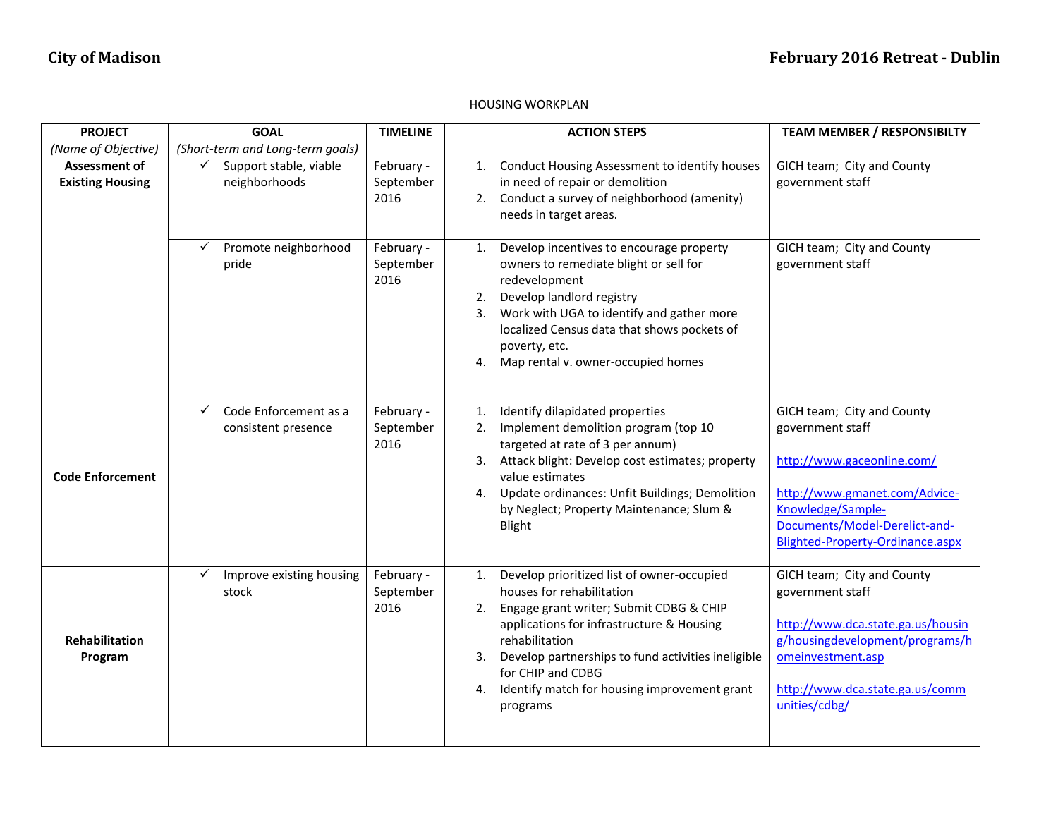HOUSING WORKPLAN

| PROJECT (Name of Objective) | GOAL (Short-term and Long-term goals) | TIMELINE | ACTION STEPS | TEAM MEMBER / RESPONSIBILTY |
|---|---|---|---|---|
| **Assessment of Existing Housing** | ✓ Support stable, viable neighborhoods | February - September 2016 | 1. Conduct Housing Assessment to identify houses in need of repair or demolition<br>2. Conduct a survey of neighborhood (amenity) needs in target areas. | GICH team; City and County government staff |
| | ✓ Promote neighborhood pride | February - September 2016 | 1. Develop incentives to encourage property owners to remediate blight or sell for redevelopment<br>2. Develop landlord registry<br>3. Work with UGA to identify and gather more localized Census data that shows pockets of poverty, etc.<br>4. Map rental v. owner-occupied homes | GICH team; City and County government staff |
| **Code Enforcement** | ✓ Code Enforcement as a consistent presence | February - September 2016 | 1. Identify dilapidated properties<br>2. Implement demolition program (top 10 targeted at rate of 3 per annum)<br>3. Attack blight: Develop cost estimates; property value estimates<br>4. Update ordinances: Unfit Buildings; Demolition by Neglect; Property Maintenance; Slum & Blight | GICH team; City and County government staff<br><br>http://www.gaceonline.com/<br><br>http://www.gmanet.com/Advice-Knowledge/Sample-Documents/Model-Derelict-and-Blighted-Property-Ordinance.aspx |
| **Rehabilitation Program** | ✓ Improve existing housing stock | February - September 2016 | 1. Develop prioritized list of owner-occupied houses for rehabilitation<br>2. Engage grant writer; Submit CDBG & CHIP applications for infrastructure & Housing rehabilitation<br>3. Develop partnerships to fund activities ineligible for CHIP and CDBG<br>4. Identify match for housing improvement grant programs | GICH team; City and County government staff<br><br>http://www.dca.state.ga.us/housing/housingdevelopment/programs/homeinvestment.asp<br><br>http://www.dca.state.ga.us/communities/cdbg/ |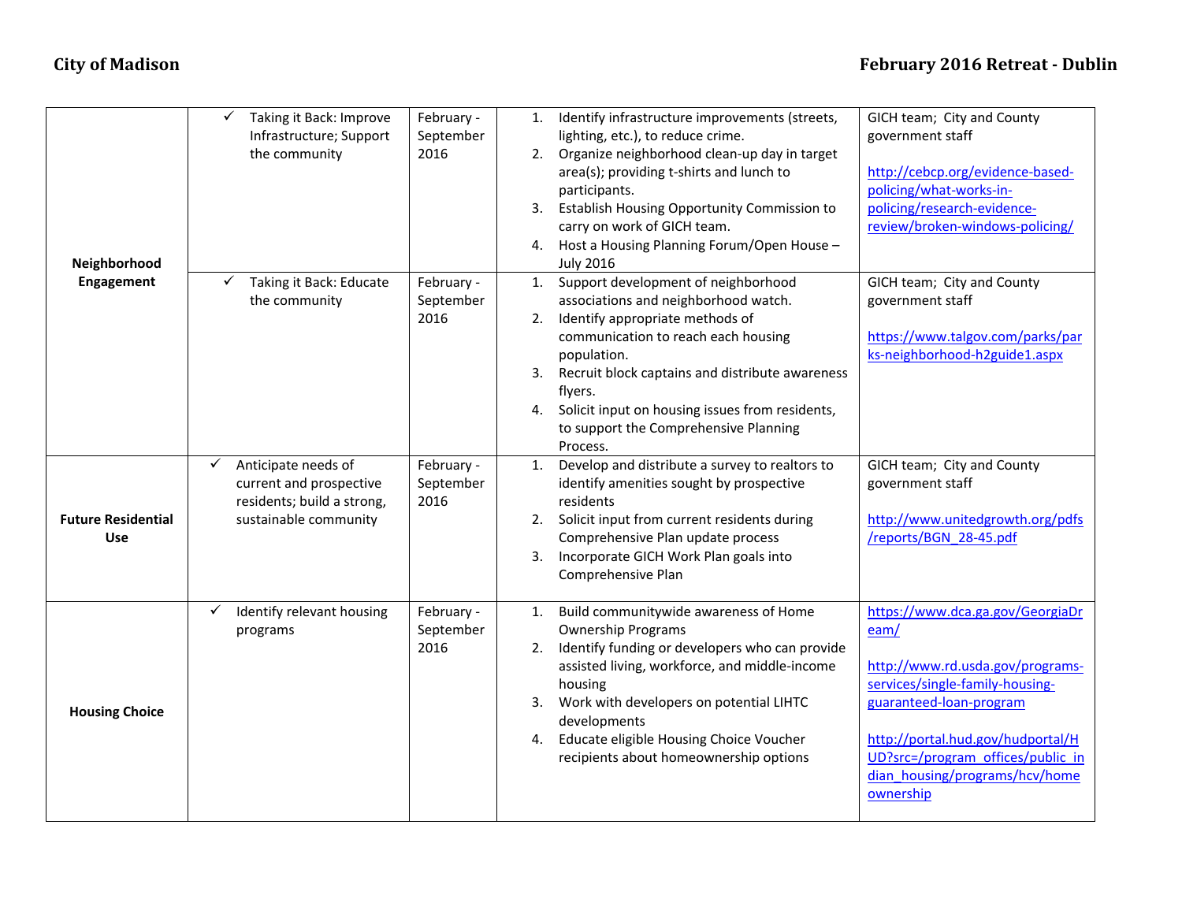| | | | | |
|---|---|---|---|---|
| **Neighborhood Engagement** | ✓ Taking it Back: Improve Infrastructure; Support the community | February - September 2016 | 1. Identify infrastructure improvements (streets, lighting, etc.), to reduce crime.<br>2. Organize neighborhood clean-up day in target area(s); providing t-shirts and lunch to participants.<br>3. Establish Housing Opportunity Commission to carry on work of GICH team.<br>4. Host a Housing Planning Forum/Open House – July 2016 | GICH team; City and County government staff<br><br>http://cebcp.org/evidence-based-policing/what-works-in-policing/research-evidence-review/broken-windows-policing/ |
| | ✓ Taking it Back: Educate the community | February - September 2016 | 1. Support development of neighborhood associations and neighborhood watch.<br>2. Identify appropriate methods of communication to reach each housing population.<br>3. Recruit block captains and distribute awareness flyers.<br>4. Solicit input on housing issues from residents, to support the Comprehensive Planning Process. | GICH team; City and County government staff<br><br>https://www.talgov.com/parks/parks-neighborhood-h2guide1.aspx |
| **Future Residential Use** | ✓ Anticipate needs of current and prospective residents; build a strong, sustainable community | February - September 2016 | 1. Develop and distribute a survey to realtors to identify amenities sought by prospective residents<br>2. Solicit input from current residents during Comprehensive Plan update process<br>3. Incorporate GICH Work Plan goals into Comprehensive Plan | GICH team; City and County government staff<br><br>http://www.unitedgrowth.org/pdfs/reports/BGN_28-45.pdf |
| **Housing Choice** | ✓ Identify relevant housing programs | February - September 2016 | 1. Build communitywide awareness of Home Ownership Programs<br>2. Identify funding or developers who can provide assisted living, workforce, and middle-income housing<br>3. Work with developers on potential LIHTC developments<br>4. Educate eligible Housing Choice Voucher recipients about homeownership options | https://www.dca.ga.gov/GeorgiaDream/<br><br>http://www.rd.usda.gov/programs-services/single-family-housing-guaranteed-loan-program<br><br>http://portal.hud.gov/hudportal/HUD?src=/program_offices/public_indian_housing/programs/hcv/homeownership |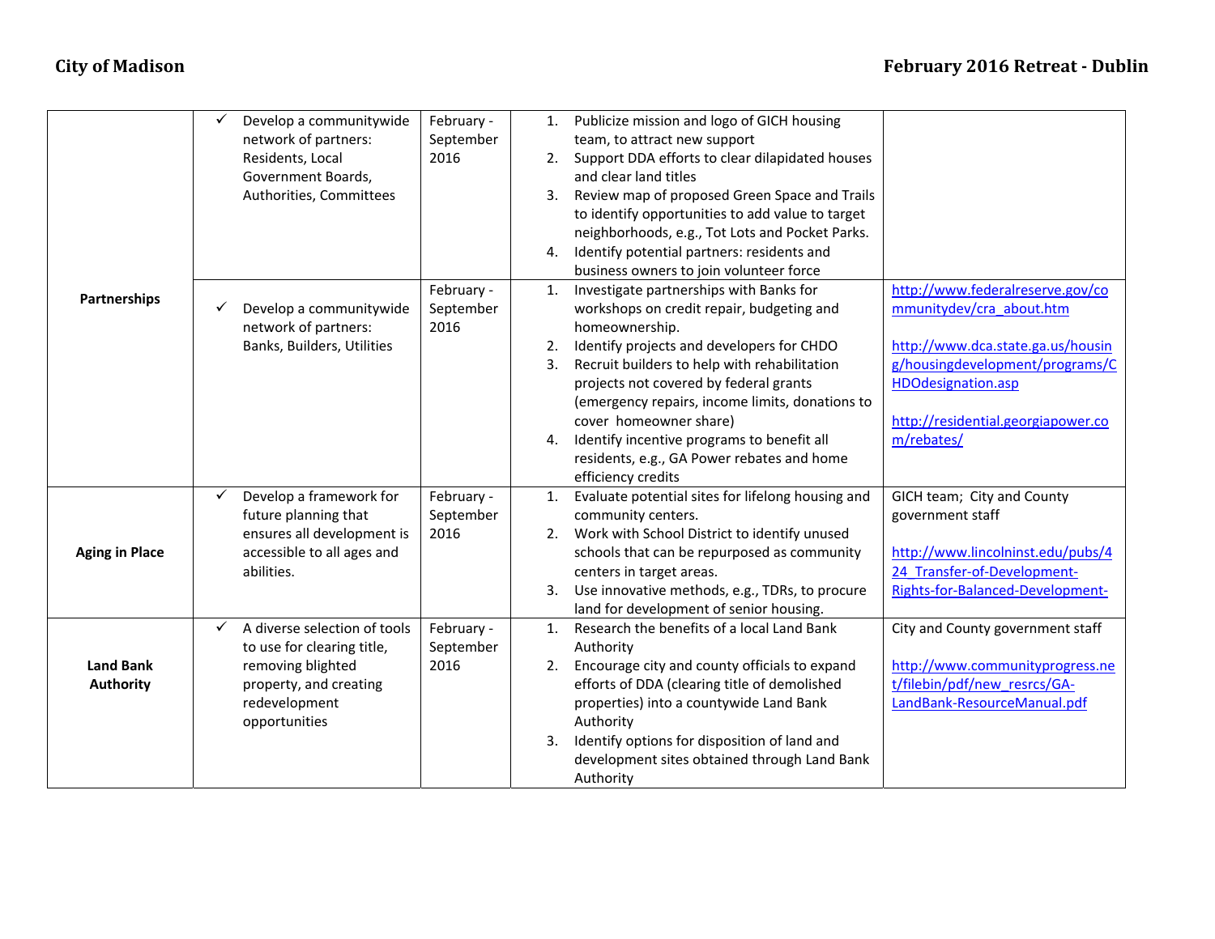| | | | | |
|---|---|---|---|---|
| **Partnerships** | ✓ Develop a communitywide network of partners: Residents, Local Government Boards, Authorities, Committees | February - September 2016 | 1. Publicize mission and logo of GICH housing team, to attract new support<br>2. Support DDA efforts to clear dilapidated houses and clear land titles<br>3. Review map of proposed Green Space and Trails to identify opportunities to add value to target neighborhoods, e.g., Tot Lots and Pocket Parks.<br>4. Identify potential partners: residents and business owners to join volunteer force | |
| | ✓ Develop a communitywide network of partners: Banks, Builders, Utilities | February - September 2016 | 1. Investigate partnerships with Banks for workshops on credit repair, budgeting and homeownership.<br>2. Identify projects and developers for CHDO<br>3. Recruit builders to help with rehabilitation projects not covered by federal grants (emergency repairs, income limits, donations to cover homeowner share)<br>4. Identify incentive programs to benefit all residents, e.g., GA Power rebates and home efficiency credits | http://www.federalreserve.gov/communitydev/cra_about.htm<br><br>http://www.dca.state.ga.us/housing/housingdevelopment/programs/CHDOdesignation.asp<br><br>http://residential.georgiapower.com/rebates/ |
| **Aging in Place** | ✓ Develop a framework for future planning that ensures all development is accessible to all ages and abilities. | February - September 2016 | 1. Evaluate potential sites for lifelong housing and community centers.<br>2. Work with School District to identify unused schools that can be repurposed as community centers in target areas.<br>3. Use innovative methods, e.g., TDRs, to procure land for development of senior housing. | GICH team; City and County government staff<br><br>http://www.lincolninst.edu/pubs/424_Transfer-of-Development-Rights-for-Balanced-Development- |
| **Land Bank Authority** | ✓ A diverse selection of tools to use for clearing title, removing blighted property, and creating redevelopment opportunities | February - September 2016 | 1. Research the benefits of a local Land Bank Authority<br>2. Encourage city and county officials to expand efforts of DDA (clearing title of demolished properties) into a countywide Land Bank Authority<br>3. Identify options for disposition of land and development sites obtained through Land Bank Authority | City and County government staff<br><br>http://www.communityprogress.net/filebin/pdf/new_resrcs/GA-LandBank-ResourceManual.pdf |